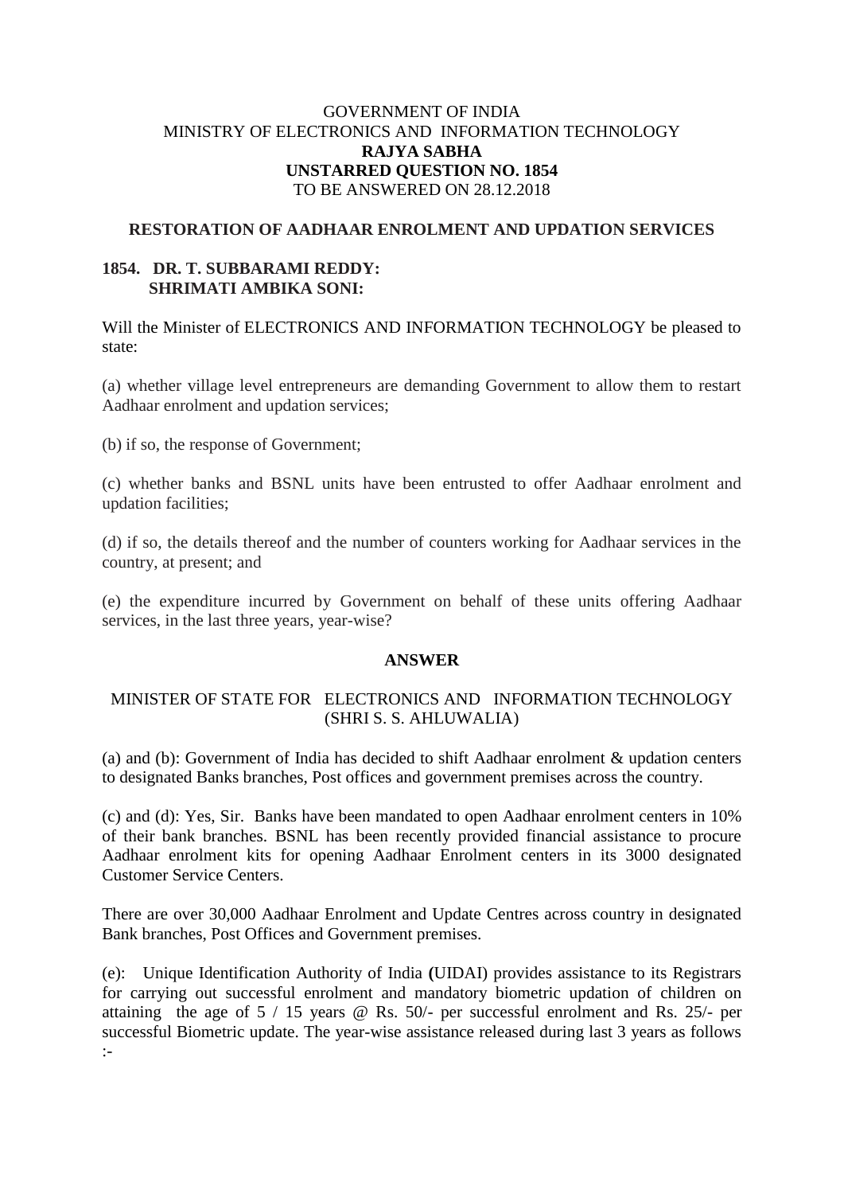GOVERNMENT OF INDIA
MINISTRY OF ELECTRONICS AND INFORMATION TECHNOLOGY
**RAJYA SABHA**
**UNSTARRED QUESTION NO. 1854**
TO BE ANSWERED ON 28.12.2018

**RESTORATION OF AADHAAR ENROLMENT AND UPDATION SERVICES**

**1854. DR. T. SUBBARAMI REDDY:**
**SHRIMATI AMBIKA SONI:**

Will the Minister of ELECTRONICS AND INFORMATION TECHNOLOGY be pleased to state:

(a) whether village level entrepreneurs are demanding Government to allow them to restart Aadhaar enrolment and updation services;

(b) if so, the response of Government;

(c) whether banks and BSNL units have been entrusted to offer Aadhaar enrolment and updation facilities;

(d) if so, the details thereof and the number of counters working for Aadhaar services in the country, at present; and

(e) the expenditure incurred by Government on behalf of these units offering Aadhaar services, in the last three years, year-wise?

**ANSWER**

MINISTER OF STATE FOR ELECTRONICS AND INFORMATION TECHNOLOGY
(SHRI S. S. AHLUWALIA)

(a) and (b): Government of India has decided to shift Aadhaar enrolment & updation centers to designated Banks branches, Post offices and government premises across the country.

(c) and (d): Yes, Sir. Banks have been mandated to open Aadhaar enrolment centers in 10% of their bank branches. BSNL has been recently provided financial assistance to procure Aadhaar enrolment kits for opening Aadhaar Enrolment centers in its 3000 designated Customer Service Centers.

There are over 30,000 Aadhaar Enrolment and Update Centres across country in designated Bank branches, Post Offices and Government premises.

(e): Unique Identification Authority of India **(**UIDAI) provides assistance to its Registrars for carrying out successful enrolment and mandatory biometric updation of children on attaining the age of 5 / 15 years @ Rs. 50/- per successful enrolment and Rs. 25/- per successful Biometric update. The year-wise assistance released during last 3 years as follows :-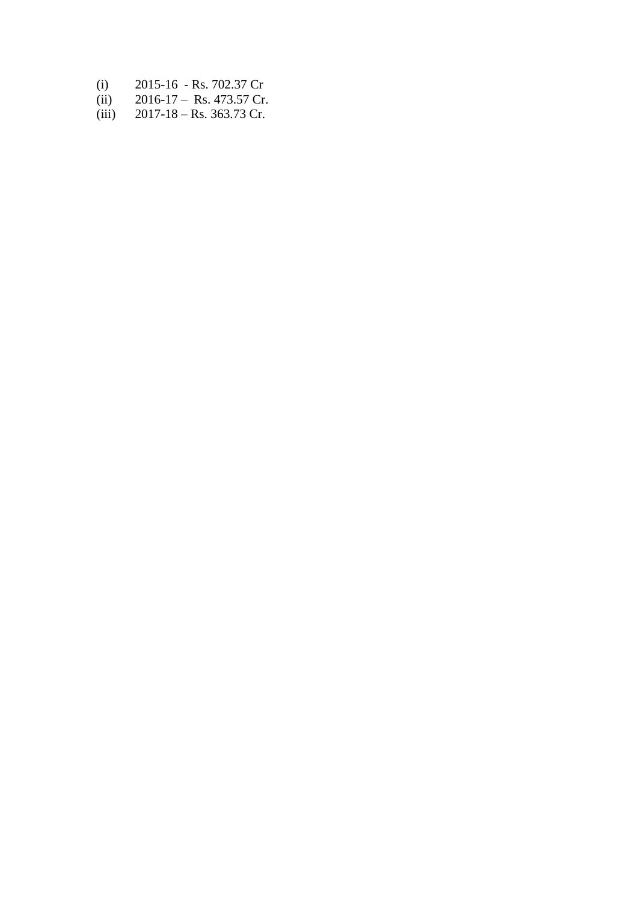(i) 2015-16 - Rs. 702.37 Cr
(ii) 2016-17 – Rs. 473.57 Cr.
(iii) 2017-18 – Rs. 363.73 Cr.